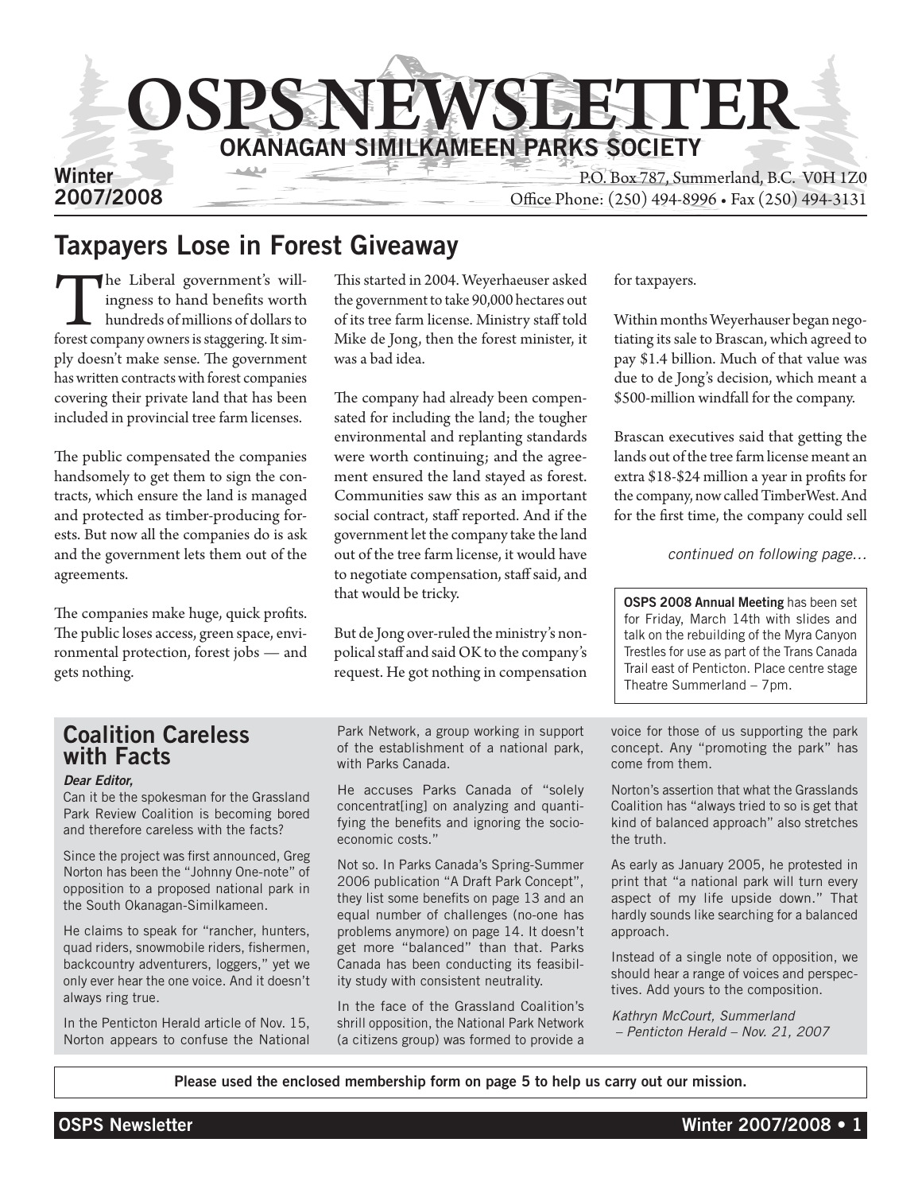# OSPS NEWSLETTER

## OKANAGAN SIMILKAMEEN PARKS SOCIETY

**Winter 2007/2008**

P.O. Box 787, Summerland, B.C. V0H 1Z0
Office Phone: (250) 494-8996 • Fax (250) 494-3131

## Taxpayers Lose in Forest Giveaway

The Liberal government's willingness to hand benefits worth hundreds of millions of dollars to forest company owners is staggering. It simply doesn't make sense. The government has written contracts with forest companies covering their private land that has been included in provincial tree farm licenses.

The public compensated the companies handsomely to get them to sign the contracts, which ensure the land is managed and protected as timber-producing forests. But now all the companies do is ask and the government lets them out of the agreements.

The companies make huge, quick profits. The public loses access, green space, environmental protection, forest jobs — and gets nothing.

This started in 2004. Weyerhaeuser asked the government to take 90,000 hectares out of its tree farm license. Ministry staff told Mike de Jong, then the forest minister, it was a bad idea.

The company had already been compensated for including the land; the tougher environmental and replanting standards were worth continuing; and the agreement ensured the land stayed as forest. Communities saw this as an important social contract, staff reported. And if the government let the company take the land out of the tree farm license, it would have to negotiate compensation, staff said, and that would be tricky.

But de Jong over-ruled the ministry's nonpolical staff and said OK to the company's request. He got nothing in compensation for taxpayers.

Within months Weyerhauser began negotiating its sale to Brascan, which agreed to pay $1.4 billion. Much of that value was due to de Jong's decision, which meant a $500-million windfall for the company.

Brascan executives said that getting the lands out of the tree farm license meant an extra $18-$24 million a year in profits for the company, now called TimberWest. And for the first time, the company could sell

*continued on following page…*

**OSPS 2008 Annual Meeting** has been set for Friday, March 14th with slides and talk on the rebuilding of the Myra Canyon Trestles for use as part of the Trans Canada Trail east of Penticton. Place centre stage Theatre Summerland – 7pm.

## Coalition Careless with Facts

***Dear Editor,***

Can it be the spokesman for the Grassland Park Review Coalition is becoming bored and therefore careless with the facts?

Since the project was first announced, Greg Norton has been the "Johnny One-note" of opposition to a proposed national park in the South Okanagan-Similkameen.

He claims to speak for "rancher, hunters, quad riders, snowmobile riders, fishermen, backcountry adventurers, loggers," yet we only ever hear the one voice. And it doesn't always ring true.

In the Penticton Herald article of Nov. 15, Norton appears to confuse the National Park Network, a group working in support of the establishment of a national park, with Parks Canada.

He accuses Parks Canada of "solely concentrat[ing] on analyzing and quantifying the benefits and ignoring the socio-economic costs."

Not so. In Parks Canada's Spring-Summer 2006 publication "A Draft Park Concept", they list some benefits on page 13 and an equal number of challenges (no-one has problems anymore) on page 14. It doesn't get more "balanced" than that. Parks Canada has been conducting its feasibility study with consistent neutrality.

In the face of the Grassland Coalition's shrill opposition, the National Park Network (a citizens group) was formed to provide a voice for those of us supporting the park concept. Any "promoting the park" has come from them.

Norton's assertion that what the Grasslands Coalition has "always tried to so is get that kind of balanced approach" also stretches the truth.

As early as January 2005, he protested in print that "a national park will turn every aspect of my life upside down." That hardly sounds like searching for a balanced approach.

Instead of a single note of opposition, we should hear a range of voices and perspectives. Add yours to the composition.

*Kathryn McCourt, Summerland*
*– Penticton Herald – Nov. 21, 2007*

**Please used the enclosed membership form on page 5 to help us carry out our mission.**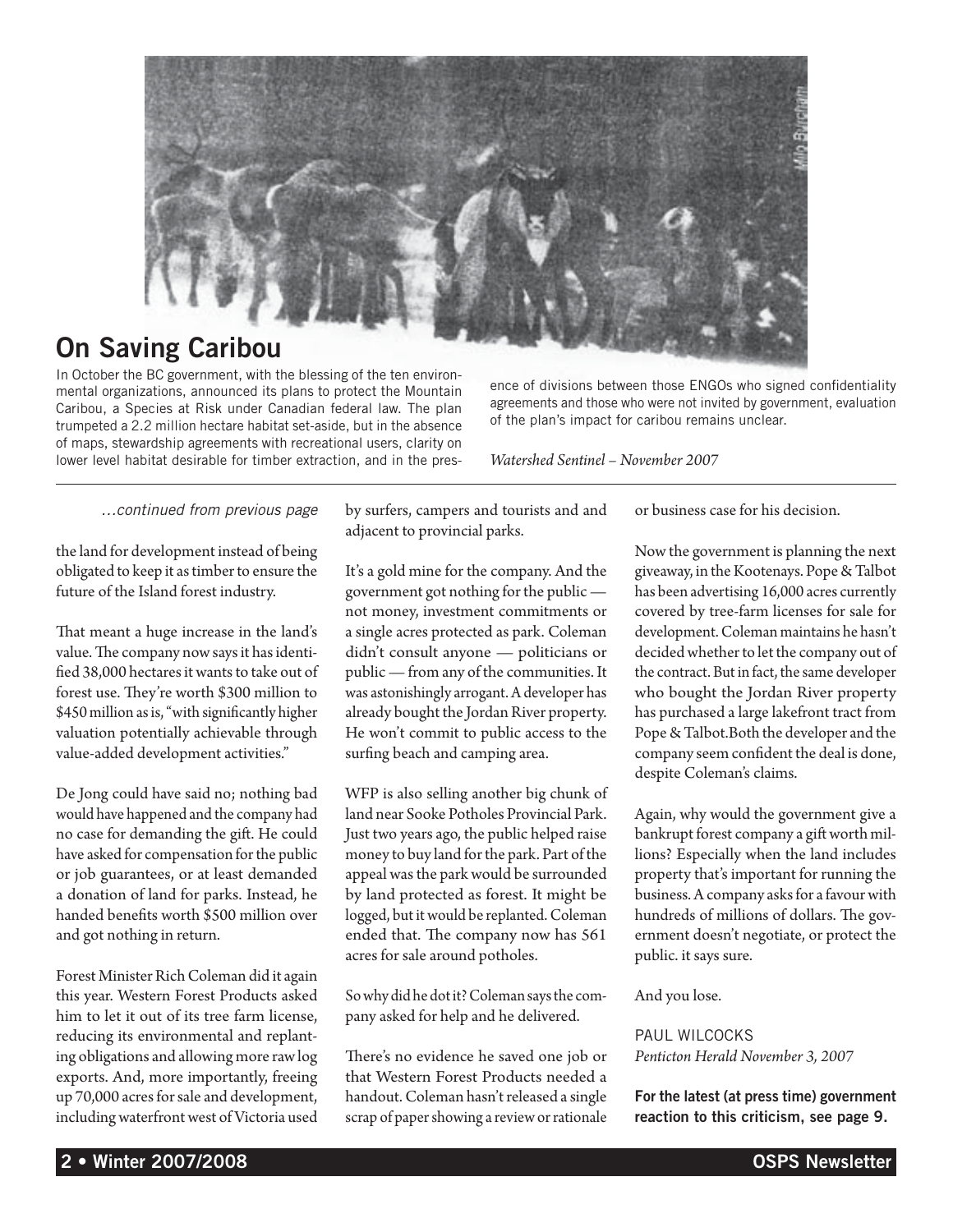## On Saving Caribou

In October the BC government, with the blessing of the ten environmental organizations, announced its plans to protect the Mountain Caribou, a Species at Risk under Canadian federal law. The plan trumpeted a 2.2 million hectare habitat set-aside, but in the absence of maps, stewardship agreements with recreational users, clarity on lower level habitat desirable for timber extraction, and in the presence of divisions between those ENGOs who signed confidentiality agreements and those who were not invited by government, evaluation of the plan's impact for caribou remains unclear.

*Watershed Sentinel – November 2007*

---

*…continued from previous page*

the land for development instead of being obligated to keep it as timber to ensure the future of the Island forest industry.

That meant a huge increase in the land's value. The company now says it has identified 38,000 hectares it wants to take out of forest use. They're worth $300 million to $450 million as is, "with significantly higher valuation potentially achievable through value-added development activities."

De Jong could have said no; nothing bad would have happened and the company had no case for demanding the gift. He could have asked for compensation for the public or job guarantees, or at least demanded a donation of land for parks. Instead, he handed benefits worth $500 million over and got nothing in return.

Forest Minister Rich Coleman did it again this year. Western Forest Products asked him to let it out of its tree farm license, reducing its environmental and replanting obligations and allowing more raw log exports. And, more importantly, freeing up 70,000 acres for sale and development, including waterfront west of Victoria used by surfers, campers and tourists and and adjacent to provincial parks.

It's a gold mine for the company. And the government got nothing for the public — not money, investment commitments or a single acres protected as park. Coleman didn't consult anyone — politicians or public — from any of the communities. It was astonishingly arrogant. A developer has already bought the Jordan River property. He won't commit to public access to the surfing beach and camping area.

WFP is also selling another big chunk of land near Sooke Potholes Provincial Park. Just two years ago, the public helped raise money to buy land for the park. Part of the appeal was the park would be surrounded by land protected as forest. It might be logged, but it would be replanted. Coleman ended that. The company now has 561 acres for sale around potholes.

So why did he do it? Coleman says the company asked for help and he delivered.

There's no evidence he saved one job or that Western Forest Products needed a handout. Coleman hasn't released a single scrap of paper showing a review or rationale or business case for his decision.

Now the government is planning the next giveaway, in the Kootenays. Pope & Talbot has been advertising 16,000 acres currently covered by tree-farm licenses for sale for development. Coleman maintains he hasn't decided whether to let the company out of the contract. But in fact, the same developer who bought the Jordan River property has purchased a large lakefront tract from Pope & Talbot.Both the developer and the company seem confident the deal is done, despite Coleman's claims.

Again, why would the government give a bankrupt forest company a gift worth millions? Especially when the land includes property that's important for running the business. A company asks for a favour with hundreds of millions of dollars. The government doesn't negotiate, or protect the public. it says sure.

And you lose.

PAUL WILCOCKS
*Penticton Herald November 3, 2007*

**For the latest (at press time) government reaction to this criticism, see page 9.**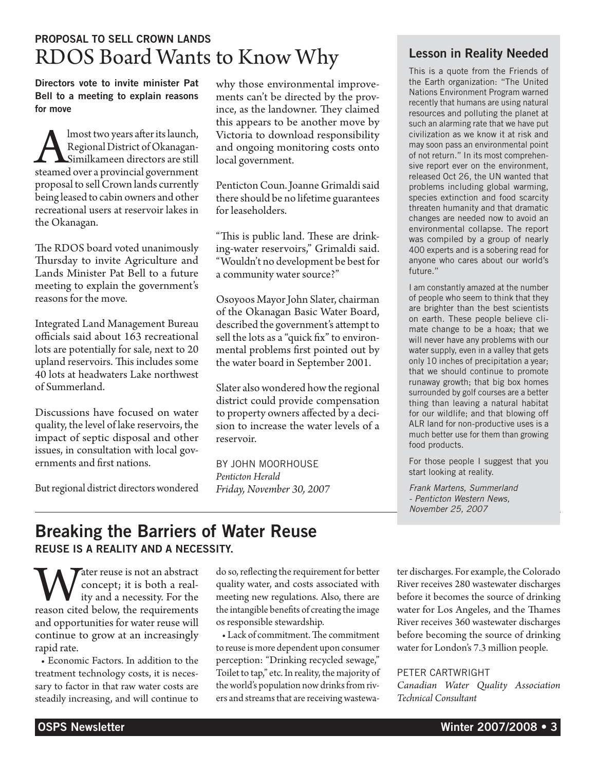**PROPOSAL TO SELL CROWN LANDS**

# RDOS Board Wants to Know Why

**Directors vote to invite minister Pat Bell to a meeting to explain reasons for move**

Almost two years after its launch, Regional District of Okanagan-Similkameen directors are still steamed over a provincial government proposal to sell Crown lands currently being leased to cabin owners and other recreational users at reservoir lakes in the Okanagan.

The RDOS board voted unanimously Thursday to invite Agriculture and Lands Minister Pat Bell to a future meeting to explain the government's reasons for the move.

Integrated Land Management Bureau officials said about 163 recreational lots are potentially for sale, next to 20 upland reservoirs. This includes some 40 lots at headwaters Lake northwest of Summerland.

Discussions have focused on water quality, the level of lake reservoirs, the impact of septic disposal and other issues, in consultation with local governments and first nations.

But regional district directors wondered why those environmental improvements can't be directed by the province, as the landowner. They claimed this appears to be another move by Victoria to download responsibility and ongoing monitoring costs onto local government.

Penticton Coun. Joanne Grimaldi said there should be no lifetime guarantees for leaseholders.

"This is public land. These are drinking-water reservoirs," Grimaldi said. "Wouldn't no development be best for a community water source?"

Osoyoos Mayor John Slater, chairman of the Okanagan Basic Water Board, described the government's attempt to sell the lots as a "quick fix" to environmental problems first pointed out by the water board in September 2001.

Slater also wondered how the regional district could provide compensation to property owners affected by a decision to increase the water levels of a reservoir.

BY JOHN MOORHOUSE
*Penticton Herald*
*Friday, November 30, 2007*

## Lesson in Reality Needed

This is a quote from the Friends of the Earth organization: "The United Nations Environment Program warned recently that humans are using natural resources and polluting the planet at such an alarming rate that we have put civilization as we know it at risk and may soon pass an environmental point of not return." In its most comprehensive report ever on the environment, released Oct 26, the UN wanted that problems including global warming, species extinction and food scarcity threaten humanity and that dramatic changes are needed now to avoid an environmental collapse. The report was compiled by a group of nearly 400 experts and is a sobering read for anyone who cares about our world's future."

I am constantly amazed at the number of people who seem to think that they are brighter than the best scientists on earth. These people believe climate change to be a hoax; that we will never have any problems with our water supply, even in a valley that gets only 10 inches of precipitation a year; that we should continue to promote runaway growth; that big box homes surrounded by golf courses are a better thing than leaving a natural habitat for our wildlife; and that blowing off ALR land for non-productive uses is a much better use for them than growing food products.

For those people I suggest that you start looking at reality.

*Frank Martens, Summerland*
*- Penticton Western News, November 25, 2007*

# Breaking the Barriers of Water Reuse

**REUSE IS A REALITY AND A NECESSITY.**

Water reuse is not an abstract concept; it is both a reality and a necessity. For the reason cited below, the requirements and opportunities for water reuse will continue to grow at an increasingly rapid rate.

- Economic Factors. In addition to the treatment technology costs, it is necessary to factor in that raw water costs are steadily increasing, and will continue to do so, reflecting the requirement for better quality water, and costs associated with meeting new regulations. Also, there are the intangible benefits of creating the image os responsible stewardship.
- Lack of commitment. The commitment to reuse is more dependent upon consumer perception: "Drinking recycled sewage," Toilet to tap," etc. In reality, the majority of the world's population now drinks from rivers and streams that are receiving wastewater discharges. For example, the Colorado River receives 280 wastewater discharges before it becomes the source of drinking water for Los Angeles, and the Thames River receives 360 wastewater discharges before becoming the source of drinking water for London's 7.3 million people.

PETER CARTWRIGHT
*Canadian Water Quality Association Technical Consultant*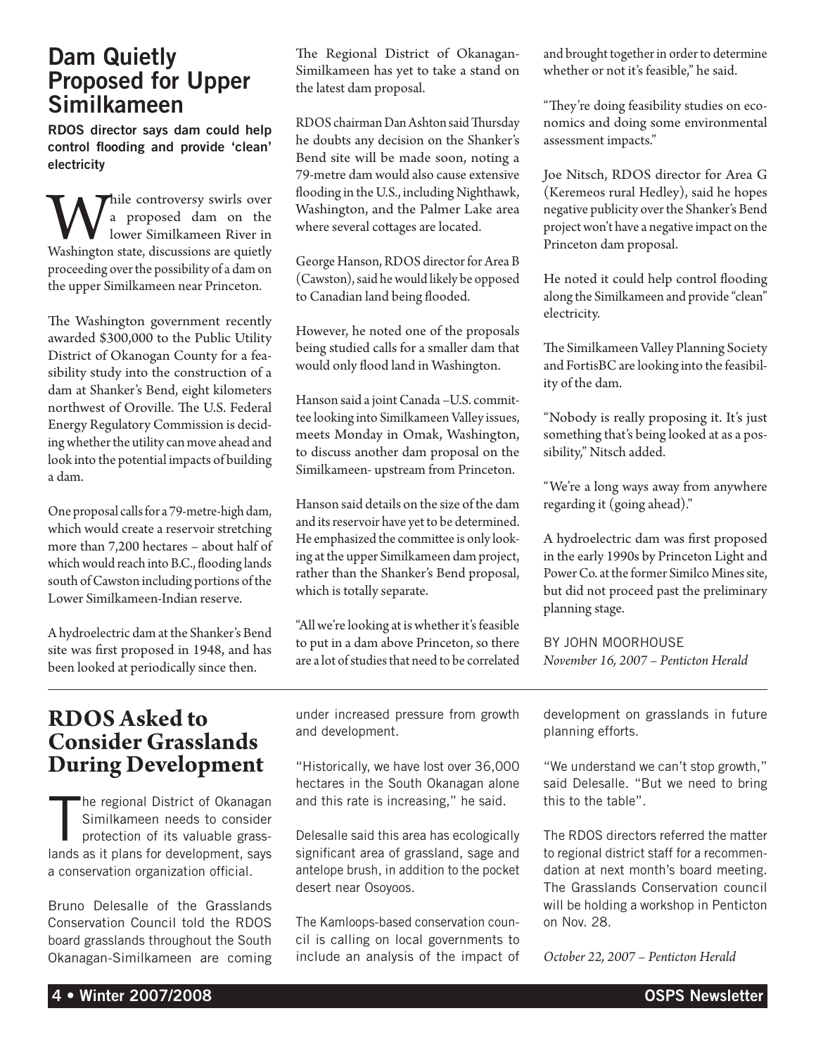## Dam Quietly Proposed for Upper Similkameen

**RDOS director says dam could help control flooding and provide 'clean' electricity**

While controversy swirls over a proposed dam on the lower Similkameen River in Washington state, discussions are quietly proceeding over the possibility of a dam on the upper Similkameen near Princeton.

The Washington government recently awarded $300,000 to the Public Utility District of Okanogan County for a feasibility study into the construction of a dam at Shanker's Bend, eight kilometers northwest of Oroville. The U.S. Federal Energy Regulatory Commission is deciding whether the utility can move ahead and look into the potential impacts of building a dam.

One proposal calls for a 79-metre-high dam, which would create a reservoir stretching more than 7,200 hectares – about half of which would reach into B.C., flooding lands south of Cawston including portions of the Lower Similkameen-Indian reserve.

A hydroelectric dam at the Shanker's Bend site was first proposed in 1948, and has been looked at periodically since then.

The Regional District of Okanagan-Similkameen has yet to take a stand on the latest dam proposal.

RDOS chairman Dan Ashton said Thursday he doubts any decision on the Shanker's Bend site will be made soon, noting a 79-metre dam would also cause extensive flooding in the U.S., including Nighthawk, Washington, and the Palmer Lake area where several cottages are located.

George Hanson, RDOS director for Area B (Cawston), said he would likely be opposed to Canadian land being flooded.

However, he noted one of the proposals being studied calls for a smaller dam that would only flood land in Washington.

Hanson said a joint Canada –U.S. committee looking into Similkameen Valley issues, meets Monday in Omak, Washington, to discuss another dam proposal on the Similkameen- upstream from Princeton.

Hanson said details on the size of the dam and its reservoir have yet to be determined. He emphasized the committee is only looking at the upper Similkameen dam project, rather than the Shanker's Bend proposal, which is totally separate.

"All we're looking at is whether it's feasible to put in a dam above Princeton, so there are a lot of studies that need to be correlated and brought together in order to determine whether or not it's feasible," he said.

"They're doing feasibility studies on economics and doing some environmental assessment impacts."

Joe Nitsch, RDOS director for Area G (Keremeos rural Hedley), said he hopes negative publicity over the Shanker's Bend project won't have a negative impact on the Princeton dam proposal.

He noted it could help control flooding along the Similkameen and provide "clean" electricity.

The Similkameen Valley Planning Society and FortisBC are looking into the feasibility of the dam.

"Nobody is really proposing it. It's just something that's being looked at as a possibility," Nitsch added.

"We're a long ways away from anywhere regarding it (going ahead)."

A hydroelectric dam was first proposed in the early 1990s by Princeton Light and Power Co. at the former Similco Mines site, but did not proceed past the preliminary planning stage.

BY JOHN MOORHOUSE
*November 16, 2007 – Penticton Herald*

---

## RDOS Asked to Consider Grasslands During Development

The regional District of Okanagan Similkameen needs to consider protection of its valuable grasslands as it plans for development, says a conservation organization official.

Bruno Delesalle of the Grasslands Conservation Council told the RDOS board grasslands throughout the South Okanagan-Similkameen are coming under increased pressure from growth and development.

"Historically, we have lost over 36,000 hectares in the South Okanagan alone and this rate is increasing," he said.

Delesalle said this area has ecologically significant area of grassland, sage and antelope brush, in addition to the pocket desert near Osoyoos.

The Kamloops-based conservation council is calling on local governments to include an analysis of the impact of development on grasslands in future planning efforts.

"We understand we can't stop growth," said Delesalle. "But we need to bring this to the table".

The RDOS directors referred the matter to regional district staff for a recommendation at next month's board meeting. The Grasslands Conservation council will be holding a workshop in Penticton on Nov. 28.

*October 22, 2007 – Penticton Herald*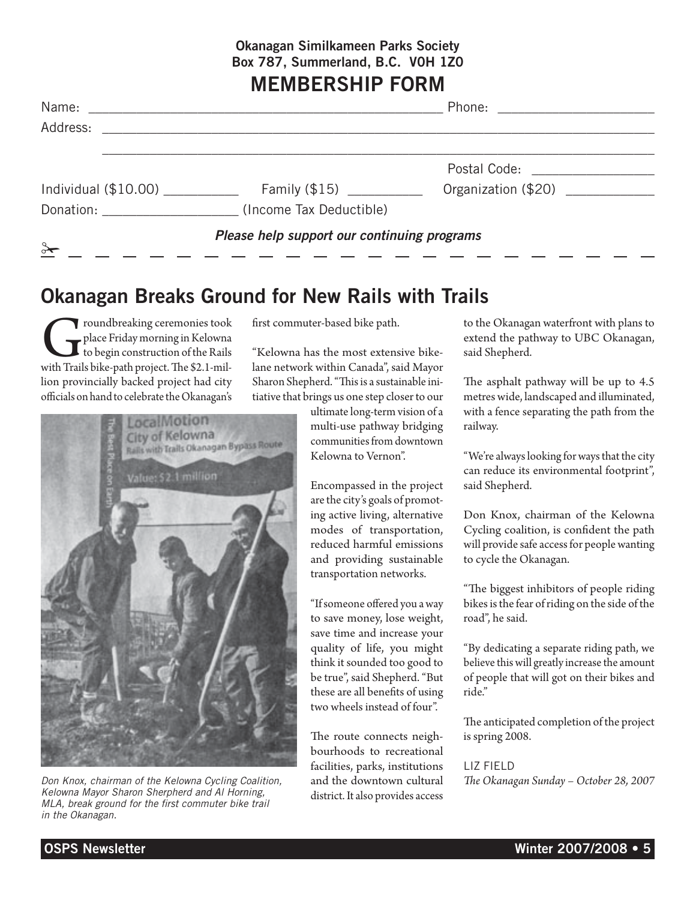**Okanagan Similkameen Parks Society**
**Box 787, Summerland, B.C. V0H 1Z0**

## MEMBERSHIP FORM

Name: ______________________________ Phone: ____________________

Address: ____________________________________________________

____________________________________________________

Postal Code: ________________

Individual ($10.00) __________ Family ($15) __________ Organization ($20) ____________

Donation: __________________ (Income Tax Deductible)

***Please help support our continuing programs***

# Okanagan Breaks Ground for New Rails with Trails

Groundbreaking ceremonies took place Friday morning in Kelowna to begin construction of the Rails with Trails bike-path project. The $2.1-million provincially backed project had city officials on hand to celebrate the Okanagan's first commuter-based bike path.

"Kelowna has the most extensive bike-lane network within Canada", said Mayor Sharon Shepherd. "This is a sustainable initiative that brings us one step closer to our ultimate long-term vision of a multi-use pathway bridging communities from downtown Kelowna to Vernon".

*Don Knox, chairman of the Kelowna Cycling Coalition, Kelowna Mayor Sharon Sherpherd and Al Horning, MLA, break ground for the first commuter bike trail in the Okanagan.*

Encompassed in the project are the city's goals of promoting active living, alternative modes of transportation, reduced harmful emissions and providing sustainable transportation networks.

"If someone offered you a way to save money, lose weight, save time and increase your quality of life, you might think it sounded too good to be true", said Shepherd. "But these are all benefits of using two wheels instead of four".

The route connects neighbourhoods to recreational facilities, parks, institutions and the downtown cultural district. It also provides access to the Okanagan waterfront with plans to extend the pathway to UBC Okanagan, said Shepherd.

The asphalt pathway will be up to 4.5 metres wide, landscaped and illuminated, with a fence separating the path from the railway.

"We're always looking for ways that the city can reduce its environmental footprint", said Shepherd.

Don Knox, chairman of the Kelowna Cycling coalition, is confident the path will provide safe access for people wanting to cycle the Okanagan.

"The biggest inhibitors of people riding bikes is the fear of riding on the side of the road", he said.

"By dedicating a separate riding path, we believe this will greatly increase the amount of people that will got on their bikes and ride."

The anticipated completion of the project is spring 2008.

LIZ FIELD
*The Okanagan Sunday – October 28, 2007*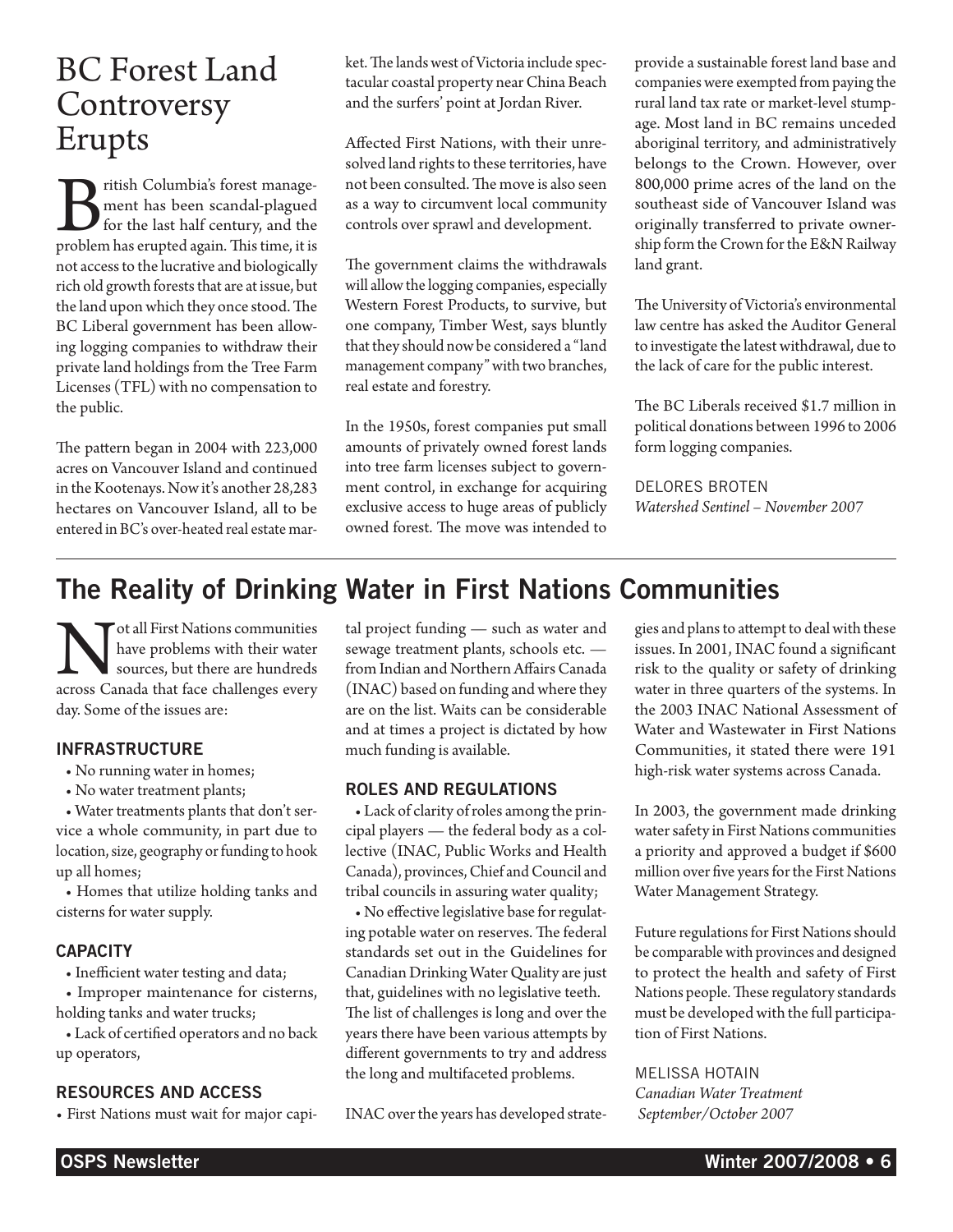# BC Forest Land Controversy Erupts

British Columbia's forest management has been scandal-plagued for the last half century, and the problem has erupted again. This time, it is not access to the lucrative and biologically rich old growth forests that are at issue, but the land upon which they once stood. The BC Liberal government has been allowing logging companies to withdraw their private land holdings from the Tree Farm Licenses (TFL) with no compensation to the public.

The pattern began in 2004 with 223,000 acres on Vancouver Island and continued in the Kootenays. Now it's another 28,283 hectares on Vancouver Island, all to be entered in BC's over-heated real estate market. The lands west of Victoria include spectacular coastal property near China Beach and the surfers' point at Jordan River.

Affected First Nations, with their unresolved land rights to these territories, have not been consulted. The move is also seen as a way to circumvent local community controls over sprawl and development.

The government claims the withdrawals will allow the logging companies, especially Western Forest Products, to survive, but one company, Timber West, says bluntly that they should now be considered a "land management company" with two branches, real estate and forestry.

In the 1950s, forest companies put small amounts of privately owned forest lands into tree farm licenses subject to government control, in exchange for acquiring exclusive access to huge areas of publicly owned forest. The move was intended to provide a sustainable forest land base and companies were exempted from paying the rural land tax rate or market-level stumpage. Most land in BC remains unceded aboriginal territory, and administratively belongs to the Crown. However, over 800,000 prime acres of the land on the southeast side of Vancouver Island was originally transferred to private ownership form the Crown for the E&N Railway land grant.

The University of Victoria's environmental law centre has asked the Auditor General to investigate the latest withdrawal, due to the lack of care for the public interest.

The BC Liberals received $1.7 million in political donations between 1996 to 2006 form logging companies.

DELORES BROTEN
*Watershed Sentinel – November 2007*

---

# The Reality of Drinking Water in First Nations Communities

Not all First Nations communities have problems with their water sources, but there are hundreds across Canada that face challenges every day. Some of the issues are:

### INFRASTRUCTURE

- No running water in homes;
- No water treatment plants;
- Water treatments plants that don't service a whole community, in part due to location, size, geography or funding to hook up all homes;
- Homes that utilize holding tanks and cisterns for water supply.

### CAPACITY

- Inefficient water testing and data;
- Improper maintenance for cisterns, holding tanks and water trucks;
- Lack of certified operators and no back up operators,

### RESOURCES AND ACCESS

- First Nations must wait for major capital project funding — such as water and sewage treatment plants, schools etc. — from Indian and Northern Affairs Canada (INAC) based on funding and where they are on the list. Waits can be considerable and at times a project is dictated by how much funding is available.

### ROLES AND REGULATIONS

- Lack of clarity of roles among the principal players — the federal body as a collective (INAC, Public Works and Health Canada), provinces, Chief and Council and tribal councils in assuring water quality;
- No effective legislative base for regulating potable water on reserves. The federal standards set out in the Guidelines for Canadian Drinking Water Quality are just that, guidelines with no legislative teeth.

The list of challenges is long and over the years there have been various attempts by different governments to try and address the long and multifaceted problems.

INAC over the years has developed strategies and plans to attempt to deal with these issues. In 2001, INAC found a significant risk to the quality or safety of drinking water in three quarters of the systems. In the 2003 INAC National Assessment of Water and Wastewater in First Nations Communities, it stated there were 191 high-risk water systems across Canada.

In 2003, the government made drinking water safety in First Nations communities a priority and approved a budget if $600 million over five years for the First Nations Water Management Strategy.

Future regulations for First Nations should be comparable with provinces and designed to protect the health and safety of First Nations people. These regulatory standards must be developed with the full participation of First Nations.

MELISSA HOTAIN
*Canadian Water Treatment*
*September/October 2007*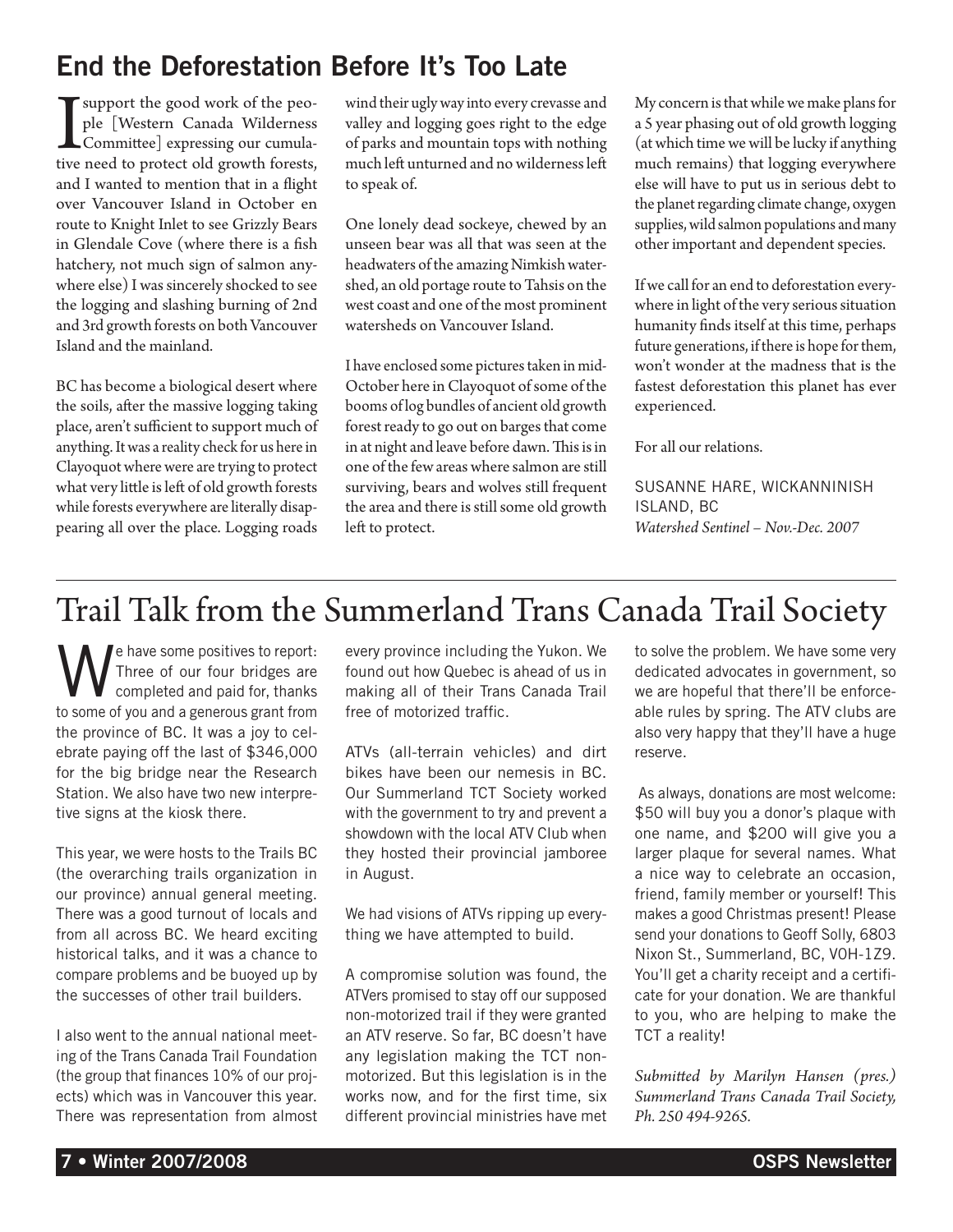## End the Deforestation Before It's Too Late

I support the good work of the people [Western Canada Wilderness Committee] expressing our cumulative need to protect old growth forests, and I wanted to mention that in a flight over Vancouver Island in October en route to Knight Inlet to see Grizzly Bears in Glendale Cove (where there is a fish hatchery, not much sign of salmon anywhere else) I was sincerely shocked to see the logging and slashing burning of 2nd and 3rd growth forests on both Vancouver Island and the mainland.

BC has become a biological desert where the soils, after the massive logging taking place, aren't sufficient to support much of anything. It was a reality check for us here in Clayoquot where we are trying to protect what very little is left of old growth forests while forests everywhere are literally disappearing all over the place. Logging roads wind their ugly way into every crevasse and valley and logging goes right to the edge of parks and mountain tops with nothing much left unturned and no wilderness left to speak of.

One lonely dead sockeye, chewed by an unseen bear was all that was seen at the headwaters of the amazing Nimkish watershed, an old portage route to Tahsis on the west coast and one of the most prominent watersheds on Vancouver Island.

I have enclosed some pictures taken in mid-October here in Clayoquot of some of the booms of log bundles of ancient old growth forest ready to go out on barges that come in at night and leave before dawn. This is in one of the few areas where salmon are still surviving, bears and wolves still frequent the area and there is still some old growth left to protect.

My concern is that while we make plans for a 5 year phasing out of old growth logging (at which time we will be lucky if anything much remains) that logging everywhere else will have to put us in serious debt to the planet regarding climate change, oxygen supplies, wild salmon populations and many other important and dependent species.

If we call for an end to deforestation everywhere in light of the very serious situation humanity finds itself at this time, perhaps future generations, if there is hope for them, won't wonder at the madness that is the fastest deforestation this planet has ever experienced.

For all our relations.

SUSANNE HARE, WICKANNINISH ISLAND, BC
*Watershed Sentinel – Nov.-Dec. 2007*

# Trail Talk from the Summerland Trans Canada Trail Society

We have some positives to report: Three of our four bridges are completed and paid for, thanks to some of you and a generous grant from the province of BC. It was a joy to celebrate paying off the last of $346,000 for the big bridge near the Research Station. We also have two new interpretive signs at the kiosk there.

This year, we were hosts to the Trails BC (the overarching trails organization in our province) annual general meeting. There was a good turnout of locals and from all across BC. We heard exciting historical talks, and it was a chance to compare problems and be buoyed up by the successes of other trail builders.

I also went to the annual national meeting of the Trans Canada Trail Foundation (the group that finances 10% of our projects) which was in Vancouver this year. There was representation from almost every province including the Yukon. We found out how Quebec is ahead of us in making all of their Trans Canada Trail free of motorized traffic.

ATVs (all-terrain vehicles) and dirt bikes have been our nemesis in BC. Our Summerland TCT Society worked with the government to try and prevent a showdown with the local ATV Club when they hosted their provincial jamboree in August.

We had visions of ATVs ripping up everything we have attempted to build.

A compromise solution was found, the ATVers promised to stay off our supposed non-motorized trail if they were granted an ATV reserve. So far, BC doesn't have any legislation making the TCT non-motorized. But this legislation is in the works now, and for the first time, six different provincial ministries have met to solve the problem. We have some very dedicated advocates in government, so we are hopeful that there'll be enforceable rules by spring. The ATV clubs are also very happy that they'll have a huge reserve.

As always, donations are most welcome: $50 will buy you a donor's plaque with one name, and $200 will give you a larger plaque for several names. What a nice way to celebrate an occasion, friend, family member or yourself! This makes a good Christmas present! Please send your donations to Geoff Solly, 6803 Nixon St., Summerland, BC, V0H-1Z9. You'll get a charity receipt and a certificate for your donation. We are thankful to you, who are helping to make the TCT a reality!

*Submitted by Marilyn Hansen (pres.) Summerland Trans Canada Trail Society, Ph. 250 494-9265.*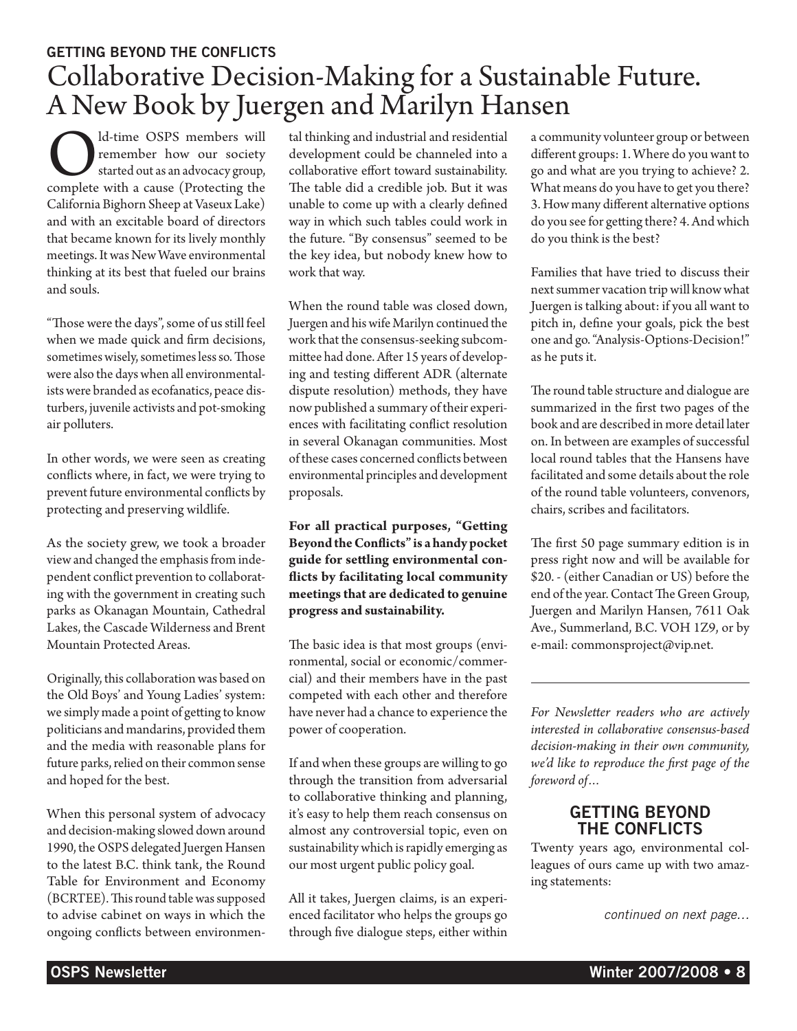**GETTING BEYOND THE CONFLICTS**

# Collaborative Decision-Making for a Sustainable Future. A New Book by Juergen and Marilyn Hansen

Old-time OSPS members will remember how our society started out as an advocacy group, complete with a cause (Protecting the California Bighorn Sheep at Vaseux Lake) and with an excitable board of directors that became known for its lively monthly meetings. It was New Wave environmental thinking at its best that fueled our brains and souls.

"Those were the days", some of us still feel when we made quick and firm decisions, sometimes wisely, sometimes less so. Those were also the days when all environmentalists were branded as ecofanatics, peace disturbers, juvenile activists and pot-smoking air polluters.

In other words, we were seen as creating conflicts where, in fact, we were trying to prevent future environmental conflicts by protecting and preserving wildlife.

As the society grew, we took a broader view and changed the emphasis from independent conflict prevention to collaborating with the government in creating such parks as Okanagan Mountain, Cathedral Lakes, the Cascade Wilderness and Brent Mountain Protected Areas.

Originally, this collaboration was based on the Old Boys' and Young Ladies' system: we simply made a point of getting to know politicians and mandarins, provided them and the media with reasonable plans for future parks, relied on their common sense and hoped for the best.

When this personal system of advocacy and decision-making slowed down around 1990, the OSPS delegated Juergen Hansen to the latest B.C. think tank, the Round Table for Environment and Economy (BCRTEE). This round table was supposed to advise cabinet on ways in which the ongoing conflicts between environmental thinking and industrial and residential development could be channeled into a collaborative effort toward sustainability. The table did a credible job. But it was unable to come up with a clearly defined way in which such tables could work in the future. "By consensus" seemed to be the key idea, but nobody knew how to work that way.

When the round table was closed down, Juergen and his wife Marilyn continued the work that the consensus-seeking subcommittee had done. After 15 years of developing and testing different ADR (alternate dispute resolution) methods, they have now published a summary of their experiences with facilitating conflict resolution in several Okanagan communities. Most of these cases concerned conflicts between environmental principles and development proposals.

**For all practical purposes, "Getting Beyond the Conflicts" is a handy pocket guide for settling environmental conflicts by facilitating local community meetings that are dedicated to genuine progress and sustainability.**

The basic idea is that most groups (environmental, social or economic/commercial) and their members have in the past competed with each other and therefore have never had a chance to experience the power of cooperation.

If and when these groups are willing to go through the transition from adversarial to collaborative thinking and planning, it's easy to help them reach consensus on almost any controversial topic, even on sustainability which is rapidly emerging as our most urgent public policy goal.

All it takes, Juergen claims, is an experienced facilitator who helps the groups go through five dialogue steps, either within a community volunteer group or between different groups: 1. Where do you want to go and what are you trying to achieve? 2. What means do you have to get you there? 3. How many different alternative options do you see for getting there? 4. And which do you think is the best?

Families that have tried to discuss their next summer vacation trip will know what Juergen is talking about: if you all want to pitch in, define your goals, pick the best one and go. "Analysis-Options-Decision!" as he puts it.

The round table structure and dialogue are summarized in the first two pages of the book and are described in more detail later on. In between are examples of successful local round tables that the Hansens have facilitated and some details about the role of the round table volunteers, convenors, chairs, scribes and facilitators.

The first 50 page summary edition is in press right now and will be available for $20. - (either Canadian or US) before the end of the year. Contact The Green Group, Juergen and Marilyn Hansen, 7611 Oak Ave., Summerland, B.C. VOH 1Z9, or by e-mail: commonsproject@vip.net.

---

*For Newsletter readers who are actively interested in collaborative consensus-based decision-making in their own community, we'd like to reproduce the first page of the foreword of…*

## GETTING BEYOND THE CONFLICTS

Twenty years ago, environmental colleagues of ours came up with two amazing statements:

*continued on next page…*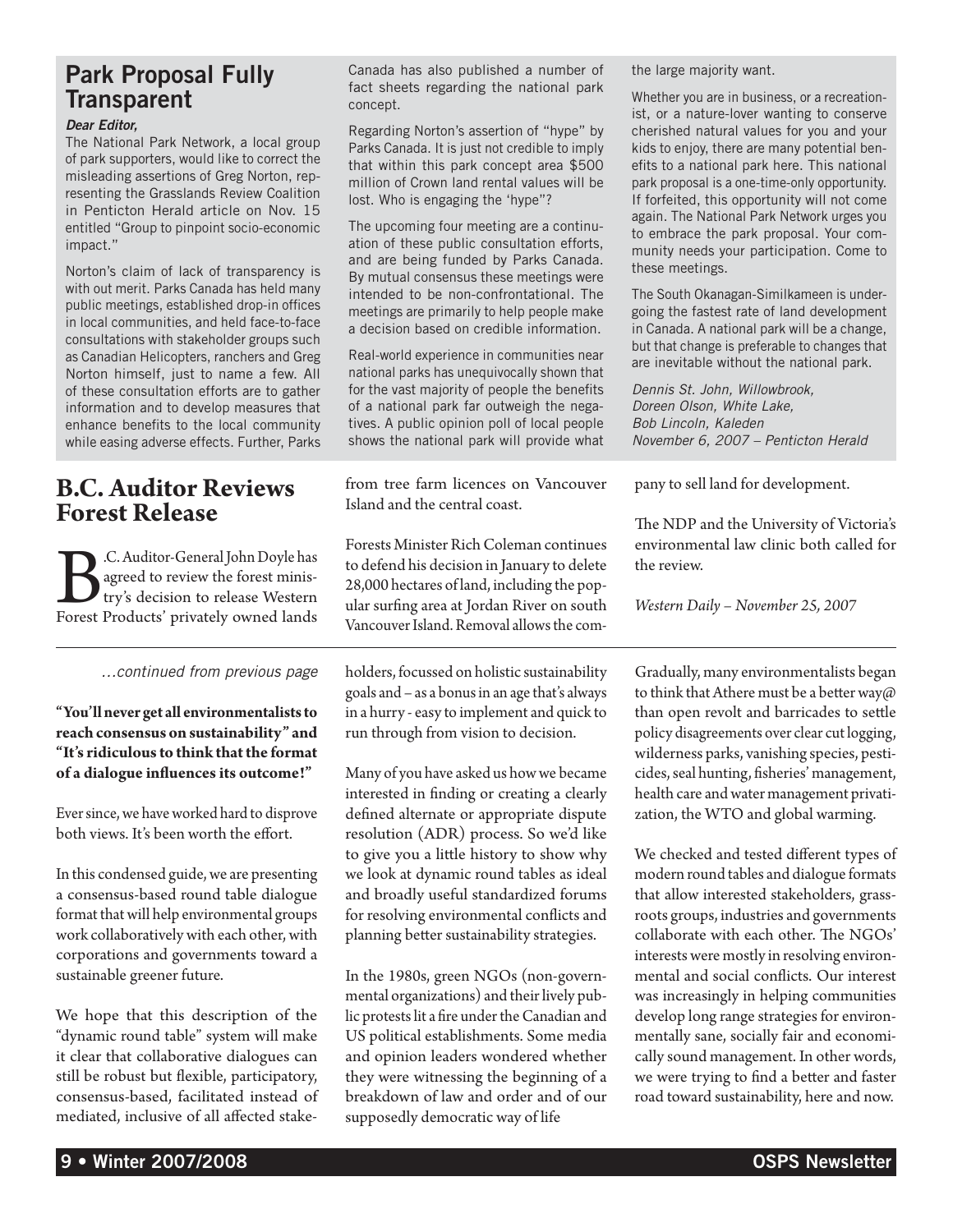## Park Proposal Fully Transparent

***Dear Editor,***

The National Park Network, a local group of park supporters, would like to correct the misleading assertions of Greg Norton, representing the Grasslands Review Coalition in Penticton Herald article on Nov. 15 entitled "Group to pinpoint socio-economic impact."

Norton's claim of lack of transparency is with out merit. Parks Canada has held many public meetings, established drop-in offices in local communities, and held face-to-face consultations with stakeholder groups such as Canadian Helicopters, ranchers and Greg Norton himself, just to name a few. All of these consultation efforts are to gather information and to develop measures that enhance benefits to the local community while easing adverse effects. Further, Parks Canada has also published a number of fact sheets regarding the national park concept.

Regarding Norton's assertion of "hype" by Parks Canada. It is just not credible to imply that within this park concept area $500 million of Crown land rental values will be lost. Who is engaging the 'hype"?

The upcoming four meeting are a continuation of these public consultation efforts, and are being funded by Parks Canada. By mutual consensus these meetings were intended to be non-confrontational. The meetings are primarily to help people make a decision based on credible information.

Real-world experience in communities near national parks has unequivocally shown that for the vast majority of people the benefits of a national park far outweigh the negatives. A public opinion poll of local people shows the national park will provide what the large majority want.

Whether you are in business, or a recreationist, or a nature-lover wanting to conserve cherished natural values for you and your kids to enjoy, there are many potential benefits to a national park here. This national park proposal is a one-time-only opportunity. If forfeited, this opportunity will not come again. The National Park Network urges you to embrace the park proposal. Your community needs your participation. Come to these meetings.

The South Okanagan-Similkameen is undergoing the fastest rate of land development in Canada. A national park will be a change, but that change is preferable to changes that are inevitable without the national park.

*Dennis St. John, Willowbrook,*
*Doreen Olson, White Lake,*
*Bob Lincoln, Kaleden*
*November 6, 2007 – Penticton Herald*

## B.C. Auditor Reviews Forest Release

B.C. Auditor-General John Doyle has agreed to review the forest ministry's decision to release Western Forest Products' privately owned lands from tree farm licences on Vancouver Island and the central coast.

Forests Minister Rich Coleman continues to defend his decision in January to delete 28,000 hectares of land, including the popular surfing area at Jordan River on south Vancouver Island. Removal allows the company to sell land for development.

The NDP and the University of Victoria's environmental law clinic both called for the review.

*Western Daily – November 25, 2007*

---

*…continued from previous page*

**"You'll never get all environmentalists to reach consensus on sustainability" and "It's ridiculous to think that the format of a dialogue influences its outcome!"**

Ever since, we have worked hard to disprove both views. It's been worth the effort.

In this condensed guide, we are presenting a consensus-based round table dialogue format that will help environmental groups work collaboratively with each other, with corporations and governments toward a sustainable greener future.

We hope that this description of the "dynamic round table" system will make it clear that collaborative dialogues can still be robust but flexible, participatory, consensus-based, facilitated instead of mediated, inclusive of all affected stakeholders, focussed on holistic sustainability goals and – as a bonus in an age that's always in a hurry - easy to implement and quick to run through from vision to decision.

Many of you have asked us how we became interested in finding or creating a clearly defined alternate or appropriate dispute resolution (ADR) process. So we'd like to give you a little history to show why we look at dynamic round tables as ideal and broadly useful standardized forums for resolving environmental conflicts and planning better sustainability strategies.

In the 1980s, green NGOs (non-governmental organizations) and their lively public protests lit a fire under the Canadian and US political establishments. Some media and opinion leaders wondered whether they were witnessing the beginning of a breakdown of law and order and of our supposedly democratic way of life

Gradually, many environmentalists began to think that Athere must be a better way@ than open revolt and barricades to settle policy disagreements over clear cut logging, wilderness parks, vanishing species, pesticides, seal hunting, fisheries' management, health care and water management privatization, the WTO and global warming.

We checked and tested different types of modern round tables and dialogue formats that allow interested stakeholders, grassroots groups, industries and governments collaborate with each other. The NGOs' interests were mostly in resolving environmental and social conflicts. Our interest was increasingly in helping communities develop long range strategies for environmentally sane, socially fair and economically sound management. In other words, we were trying to find a better and faster road toward sustainability, here and now.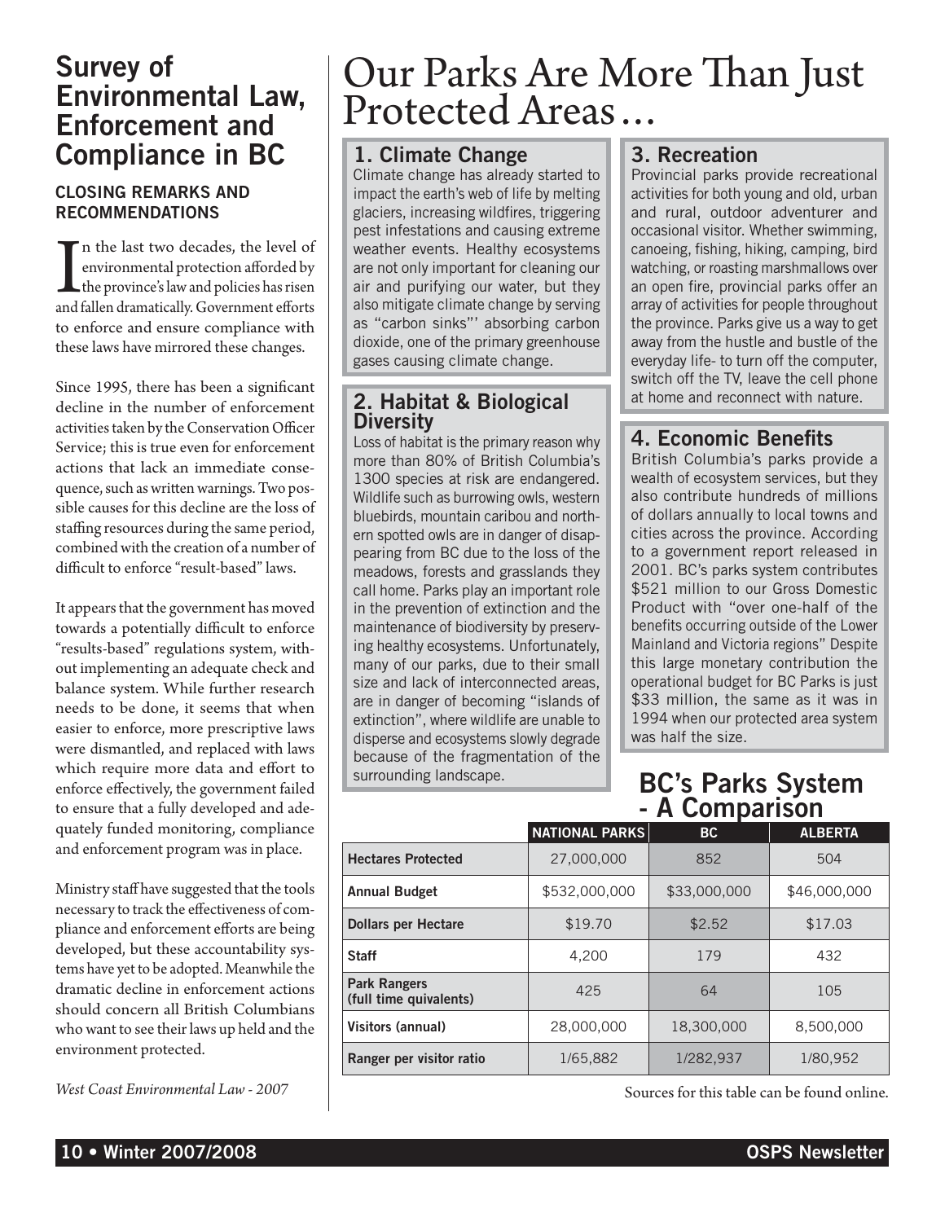## Survey of Environmental Law, Enforcement and Compliance in BC

### CLOSING REMARKS AND RECOMMENDATIONS

In the last two decades, the level of environmental protection afforded by the province's law and policies has risen and fallen dramatically. Government efforts to enforce and ensure compliance with these laws have mirrored these changes.

Since 1995, there has been a significant decline in the number of enforcement activities taken by the Conservation Officer Service; this is true even for enforcement actions that lack an immediate consequence, such as written warnings. Two possible causes for this decline are the loss of staffing resources during the same period, combined with the creation of a number of difficult to enforce "result-based" laws.

It appears that the government has moved towards a potentially difficult to enforce "results-based" regulations system, without implementing an adequate check and balance system. While further research needs to be done, it seems that when easier to enforce, more prescriptive laws were dismantled, and replaced with laws which require more data and effort to enforce effectively, the government failed to ensure that a fully developed and adequately funded monitoring, compliance and enforcement program was in place.

Ministry staff have suggested that the tools necessary to track the effectiveness of compliance and enforcement efforts are being developed, but these accountability systems have yet to be adopted. Meanwhile the dramatic decline in enforcement actions should concern all British Columbians who want to see their laws up held and the environment protected.

*West Coast Environmental Law - 2007*

# Our Parks Are More Than Just Protected Areas…

### 1. Climate Change

Climate change has already started to impact the earth's web of life by melting glaciers, increasing wildfires, triggering pest infestations and causing extreme weather events. Healthy ecosystems are not only important for cleaning our air and purifying our water, but they also mitigate climate change by serving as "carbon sinks"' absorbing carbon dioxide, one of the primary greenhouse gases causing climate change.

### 2. Habitat & Biological Diversity

Loss of habitat is the primary reason why more than 80% of British Columbia's 1300 species at risk are endangered. Wildlife such as burrowing owls, western bluebirds, mountain caribou and northern spotted owls are in danger of disappearing from BC due to the loss of the meadows, forests and grasslands they call home. Parks play an important role in the prevention of extinction and the maintenance of biodiversity by preserving healthy ecosystems. Unfortunately, many of our parks, due to their small size and lack of interconnected areas, are in danger of becoming "islands of extinction", where wildlife are unable to disperse and ecosystems slowly degrade because of the fragmentation of the surrounding landscape.

### 3. Recreation

Provincial parks provide recreational activities for both young and old, urban and rural, outdoor adventurer and occasional visitor. Whether swimming, canoeing, fishing, hiking, camping, bird watching, or roasting marshmallows over an open fire, provincial parks offer an array of activities for people throughout the province. Parks give us a way to get away from the hustle and bustle of the everyday life- to turn off the computer, switch off the TV, leave the cell phone at home and reconnect with nature.

### 4. Economic Benefits

British Columbia's parks provide a wealth of ecosystem services, but they also contribute hundreds of millions of dollars annually to local towns and cities across the province. According to a government report released in 2001. BC's parks system contributes \$521 million to our Gross Domestic Product with "over one-half of the benefits occurring outside of the Lower Mainland and Victoria regions" Despite this large monetary contribution the operational budget for BC Parks is just \$33 million, the same as it was in 1994 when our protected area system was half the size.

## BC's Parks System - A Comparison

| | NATIONAL PARKS | BC | ALBERTA |
|---|---|---|---|
| **Hectares Protected** | 27,000,000 | 852 | 504 |
| **Annual Budget** | \$532,000,000 | \$33,000,000 | \$46,000,000 |
| **Dollars per Hectare** | \$19.70 | \$2.52 | \$17.03 |
| **Staff** | 4,200 | 179 | 432 |
| **Park Rangers (full time quivalents)** | 425 | 64 | 105 |
| **Visitors (annual)** | 28,000,000 | 18,300,000 | 8,500,000 |
| **Ranger per visitor ratio** | 1/65,882 | 1/282,937 | 1/80,952 |

Sources for this table can be found online.